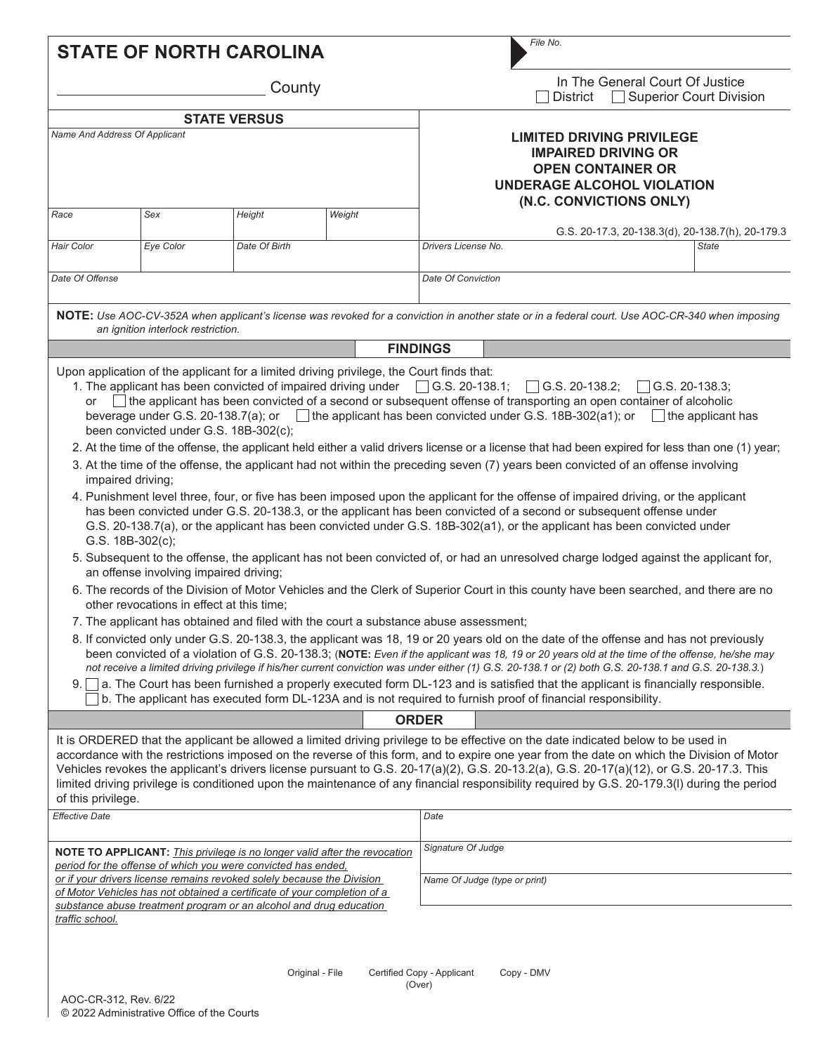**STATE OF NORTH CAROLINA**

File No.

_______________ County

In The General Court Of Justice
☐ District ☐ Superior Court Division

**STATE VERSUS**

| Name And Address Of Applicant | | | |
|---|---|---|---|
| | | | |
| Race | Sex | Height | Weight |
| | | | |
| Hair Color | Eye Color | Date Of Birth | |
| | | | |
| Date Of Offense | | | |
| | | | |

**LIMITED DRIVING PRIVILEGE**
**IMPAIRED DRIVING OR**
**OPEN CONTAINER OR**
**UNDERAGE ALCOHOL VIOLATION**
**(N.C. CONVICTIONS ONLY)**

G.S. 20-17.3, 20-138.3(d), 20-138.7(h), 20-179.3

| Drivers License No. | State |
|---|---|
| | |
| Date Of Conviction | |
| | |

**NOTE:** *Use AOC-CV-352A when applicant's license was revoked for a conviction in another state or in a federal court. Use AOC-CR-340 when imposing an ignition interlock restriction.*

## FINDINGS

Upon application of the applicant for a limited driving privilege, the Court finds that:

1. The applicant has been convicted of impaired driving under ☐ G.S. 20-138.1; ☐ G.S. 20-138.2; ☐ G.S. 20-138.3; or ☐ the applicant has been convicted of a second or subsequent offense of transporting an open container of alcoholic beverage under G.S. 20-138.7(a); or ☐ the applicant has been convicted under G.S. 18B-302(a1); or ☐ the applicant has been convicted under G.S. 18B-302(c);
2. At the time of the offense, the applicant held either a valid drivers license or a license that had been expired for less than one (1) year;
3. At the time of the offense, the applicant had not within the preceding seven (7) years been convicted of an offense involving impaired driving;
4. Punishment level three, four, or five has been imposed upon the applicant for the offense of impaired driving, or the applicant has been convicted under G.S. 20-138.3, or the applicant has been convicted of a second or subsequent offense under G.S. 20-138.7(a), or the applicant has been convicted under G.S. 18B-302(a1), or the applicant has been convicted under G.S. 18B-302(c);
5. Subsequent to the offense, the applicant has not been convicted of, or had an unresolved charge lodged against the applicant for, an offense involving impaired driving;
6. The records of the Division of Motor Vehicles and the Clerk of Superior Court in this county have been searched, and there are no other revocations in effect at this time;
7. The applicant has obtained and filed with the court a substance abuse assessment;
8. If convicted only under G.S. 20-138.3, the applicant was 18, 19 or 20 years old on the date of the offense and has not previously been convicted of a violation of G.S. 20-138.3; (**NOTE:** *Even if the applicant was 18, 19 or 20 years old at the time of the offense, he/she may not receive a limited driving privilege if his/her current conviction was under either (1) G.S. 20-138.1 or (2) both G.S. 20-138.1 and G.S. 20-138.3.*)
9. ☐ a. The Court has been furnished a properly executed form DL-123 and is satisfied that the applicant is financially responsible.
   ☐ b. The applicant has executed form DL-123A and is not required to furnish proof of financial responsibility.

## ORDER

It is ORDERED that the applicant be allowed a limited driving privilege to be effective on the date indicated below to be used in accordance with the restrictions imposed on the reverse of this form, and to expire one year from the date on which the Division of Motor Vehicles revokes the applicant's drivers license pursuant to G.S. 20-17(a)(2), G.S. 20-13.2(a), G.S. 20-17(a)(12), or G.S. 20-17.3. This limited driving privilege is conditioned upon the maintenance of any financial responsibility required by G.S. 20-179.3(l) during the period of this privilege.

| Effective Date | Date |
|---|---|
| | |
| **NOTE TO APPLICANT:** <u>*This privilege is no longer valid after the revocation period for the offense of which you were convicted has ended, or if your drivers license remains revoked solely because the Division of Motor Vehicles has not obtained a certificate of your completion of a substance abuse treatment program or an alcohol and drug education traffic school.*</u> | Signature Of Judge |
| | Name Of Judge (type or print) |

Original - File Certified Copy - Applicant Copy - DMV

(Over)

AOC-CR-312, Rev. 6/22
© 2022 Administrative Office of the Courts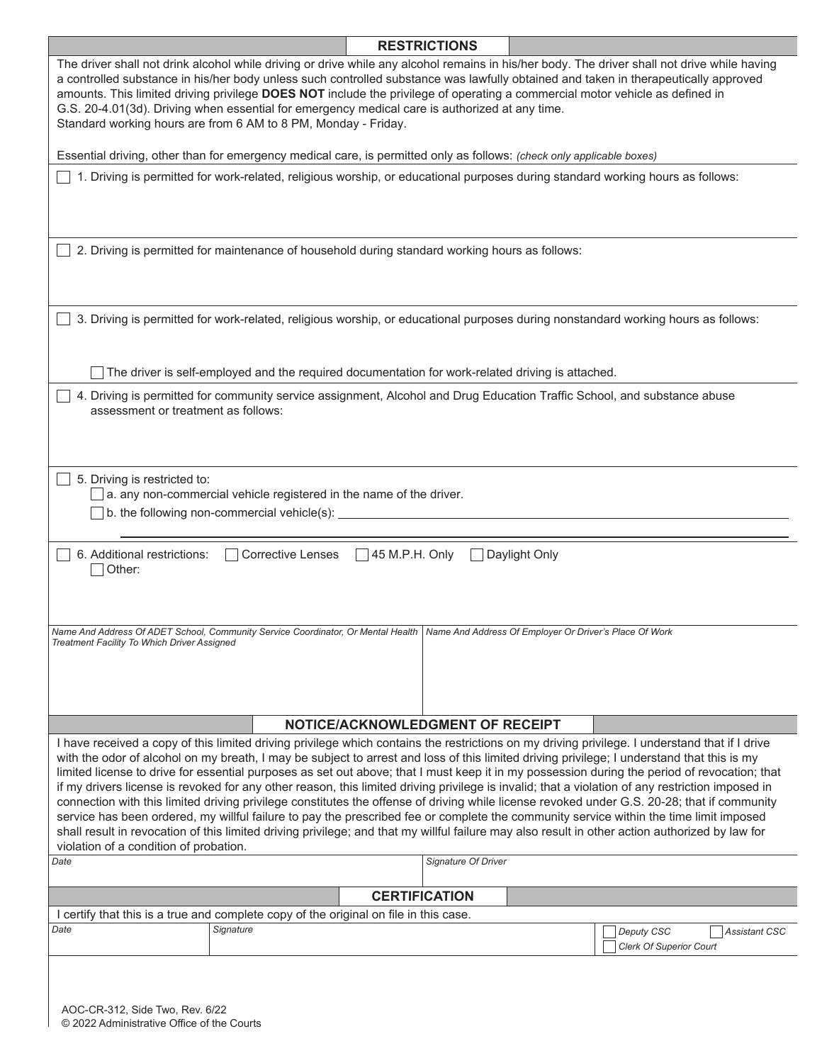## RESTRICTIONS

The driver shall not drink alcohol while driving or drive while any alcohol remains in his/her body. The driver shall not drive while having a controlled substance in his/her body unless such controlled substance was lawfully obtained and taken in therapeutically approved amounts. This limited driving privilege **DOES NOT** include the privilege of operating a commercial motor vehicle as defined in G.S. 20-4.01(3d). Driving when essential for emergency medical care is authorized at any time.
Standard working hours are from 6 AM to 8 PM, Monday - Friday.

Essential driving, other than for emergency medical care, is permitted only as follows: *(check only applicable boxes)*

☐ 1. Driving is permitted for work-related, religious worship, or educational purposes during standard working hours as follows:

☐ 2. Driving is permitted for maintenance of household during standard working hours as follows:

☐ 3. Driving is permitted for work-related, religious worship, or educational purposes during nonstandard working hours as follows:

☐ The driver is self-employed and the required documentation for work-related driving is attached.

☐ 4. Driving is permitted for community service assignment, Alcohol and Drug Education Traffic School, and substance abuse assessment or treatment as follows:

☐ 5. Driving is restricted to:
☐ a. any non-commercial vehicle registered in the name of the driver.
☐ b. the following non-commercial vehicle(s): ______________________________

☐ 6. Additional restrictions: ☐ Corrective Lenses ☐ 45 M.P.H. Only ☐ Daylight Only
☐ Other:

| *Name And Address Of ADET School, Community Service Coordinator, Or Mental Health Treatment Facility To Which Driver Assigned* | *Name And Address Of Employer Or Driver's Place Of Work* |
|---|---|
| | |

## NOTICE/ACKNOWLEDGMENT OF RECEIPT

I have received a copy of this limited driving privilege which contains the restrictions on my driving privilege. I understand that if I drive with the odor of alcohol on my breath, I may be subject to arrest and loss of this limited driving privilege; I understand that this is my limited license to drive for essential purposes as set out above; that I must keep it in my possession during the period of revocation; that if my drivers license is revoked for any other reason, this limited driving privilege is invalid; that a violation of any restriction imposed in connection with this limited driving privilege constitutes the offense of driving while license revoked under G.S. 20-28; that if community service has been ordered, my willful failure to pay the prescribed fee or complete the community service within the time limit imposed shall result in revocation of this limited driving privilege; and that my willful failure may also result in other action authorized by law for violation of a condition of probation.

| *Date* | *Signature Of Driver* |
|---|---|
| | |

## CERTIFICATION

I certify that this is a true and complete copy of the original on file in this case.

| *Date* | *Signature* | ☐ *Deputy CSC* ☐ *Assistant CSC* ☐ *Clerk Of Superior Court* |
|---|---|---|
| | | |

AOC-CR-312, Side Two, Rev. 6/22
© 2022 Administrative Office of the Courts